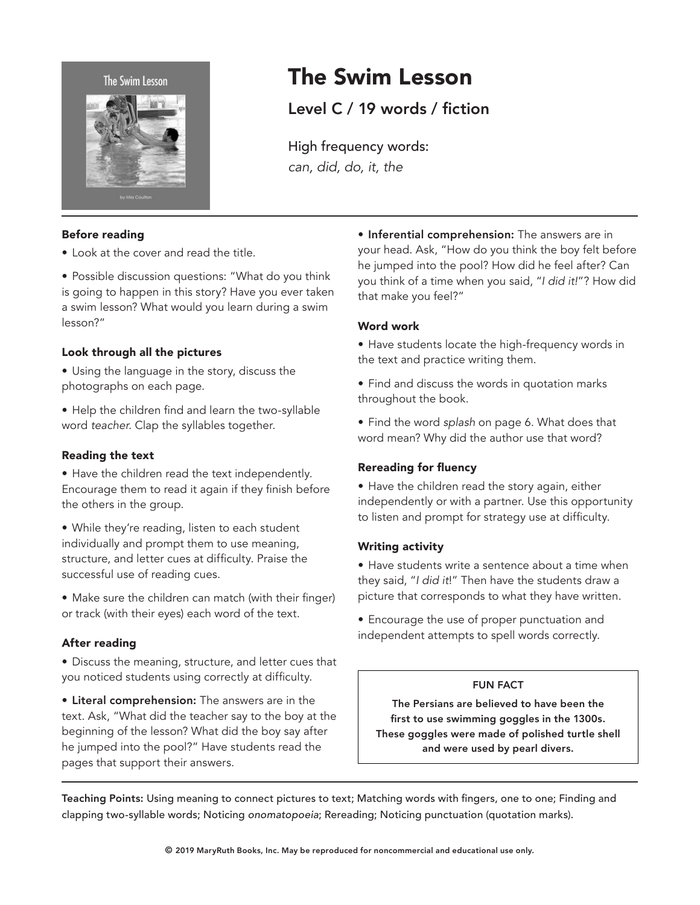# The Swim Lesson

## Level C / 19 words / fiction

High frequency words:
*can, did, do, it, the*

### Before reading

- Look at the cover and read the title.
- Possible discussion questions: "What do you think is going to happen in this story? Have you ever taken a swim lesson? What would you learn during a swim lesson?"

### Look through all the pictures

- Using the language in the story, discuss the photographs on each page.
- Help the children find and learn the two-syllable word *teacher*. Clap the syllables together.

### Reading the text

- Have the children read the text independently. Encourage them to read it again if they finish before the others in the group.
- While they're reading, listen to each student individually and prompt them to use meaning, structure, and letter cues at difficulty. Praise the successful use of reading cues.
- Make sure the children can match (with their finger) or track (with their eyes) each word of the text.

### After reading

- Discuss the meaning, structure, and letter cues that you noticed students using correctly at difficulty.
- **Literal comprehension:** The answers are in the text. Ask, "What did the teacher say to the boy at the beginning of the lesson? What did the boy say after he jumped into the pool?" Have students read the pages that support their answers.
- **Inferential comprehension:** The answers are in your head. Ask, "How do you think the boy felt before he jumped into the pool? How did he feel after? Can you think of a time when you said, "*I did it*!"? How did that make you feel?"

### Word work

- Have students locate the high-frequency words in the text and practice writing them.
- Find and discuss the words in quotation marks throughout the book.
- Find the word *splash* on page 6. What does that word mean? Why did the author use that word?

### Rereading for fluency

- Have the children read the story again, either independently or with a partner. Use this opportunity to listen and prompt for strategy use at difficulty.

### Writing activity

- Have students write a sentence about a time when they said, "*I did it*!" Then have the students draw a picture that corresponds to what they have written.
- Encourage the use of proper punctuation and independent attempts to spell words correctly.

> **FUN FACT**
>
> **The Persians are believed to have been the first to use swimming goggles in the 1300s. These goggles were made of polished turtle shell and were used by pearl divers.**

**Teaching Points:** Using meaning to connect pictures to text; Matching words with fingers, one to one; Finding and clapping two-syllable words; Noticing *onomatopoeia*; Rereading; Noticing punctuation (quotation marks).

© 2019 MaryRuth Books, Inc. May be reproduced for noncommercial and educational use only.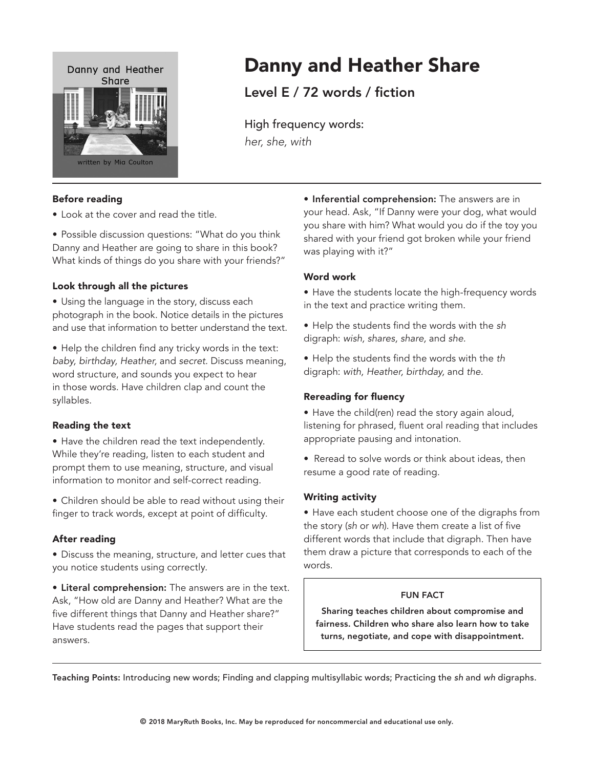# Danny and Heather Share

## Level E / 72 words / fiction

High frequency words:
*her, she, with*

---

### Before reading

• Look at the cover and read the title.

• Possible discussion questions: "What do you think Danny and Heather are going to share in this book? What kinds of things do you share with your friends?"

### Look through all the pictures

• Using the language in the story, discuss each photograph in the book. Notice details in the pictures and use that information to better understand the text.

• Help the children find any tricky words in the text: *baby, birthday, Heather,* and *secret.* Discuss meaning, word structure, and sounds you expect to hear in those words. Have children clap and count the syllables.

### Reading the text

• Have the children read the text independently. While they're reading, listen to each student and prompt them to use meaning, structure, and visual information to monitor and self-correct reading.

• Children should be able to read without using their finger to track words, except at point of difficulty.

### After reading

• Discuss the meaning, structure, and letter cues that you notice students using correctly.

• **Literal comprehension:** The answers are in the text. Ask, "How old are Danny and Heather? What are the five different things that Danny and Heather share?" Have students read the pages that support their answers.

• **Inferential comprehension:** The answers are in your head. Ask, "If Danny were your dog, what would you share with him? What would you do if the toy you shared with your friend got broken while your friend was playing with it?"

### Word work

• Have the students locate the high-frequency words in the text and practice writing them.

• Help the students find the words with the *sh* digraph: *wish, shares, share,* and *she.*

• Help the students find the words with the *th* digraph: *with, Heather, birthday,* and *the.*

### Rereading for fluency

• Have the child(ren) read the story again aloud, listening for phrased, fluent oral reading that includes appropriate pausing and intonation.

• Reread to solve words or think about ideas, then resume a good rate of reading.

### Writing activity

• Have each student choose one of the digraphs from the story (*sh* or *wh*). Have them create a list of five different words that include that digraph. Then have them draw a picture that corresponds to each of the words.

> **FUN FACT**
>
> **Sharing teaches children about compromise and fairness. Children who share also learn how to take turns, negotiate, and cope with disappointment.**

---

**Teaching Points:** Introducing new words; Finding and clapping multisyllabic words; Practicing the *sh* and *wh* digraphs.

© 2018 MaryRuth Books, Inc. May be reproduced for noncommercial and educational use only.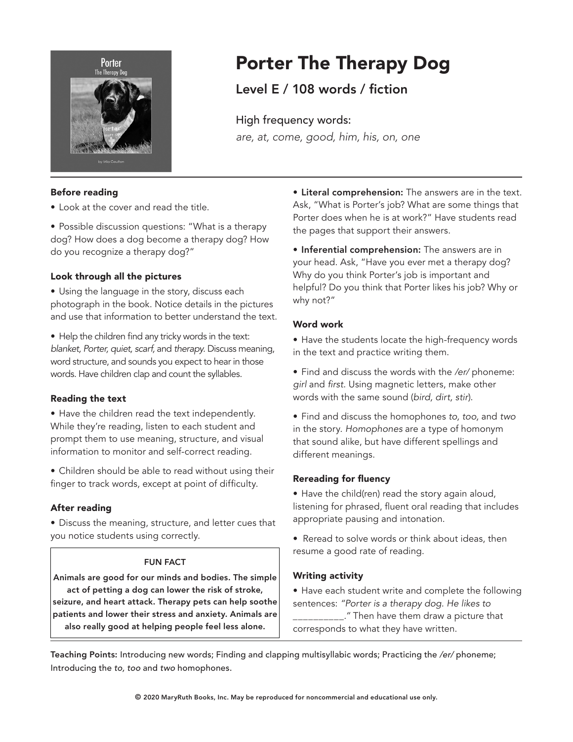# Porter The Therapy Dog

## Level E / 108 words / fiction

High frequency words:

*are, at, come, good, him, his, on, one*

### Before reading

- Look at the cover and read the title.
- Possible discussion questions: "What is a therapy dog? How does a dog become a therapy dog? How do you recognize a therapy dog?"

### Look through all the pictures

- Using the language in the story, discuss each photograph in the book. Notice details in the pictures and use that information to better understand the text.
- Help the children find any tricky words in the text: *blanket, Porter, quiet, scarf,* and *therapy.* Discuss meaning, word structure, and sounds you expect to hear in those words. Have children clap and count the syllables.

### Reading the text

- Have the children read the text independently. While they're reading, listen to each student and prompt them to use meaning, structure, and visual information to monitor and self-correct reading.
- Children should be able to read without using their finger to track words, except at point of difficulty.

### After reading

- Discuss the meaning, structure, and letter cues that you notice students using correctly.

> **FUN FACT**
>
> **Animals are good for our minds and bodies. The simple act of petting a dog can lower the risk of stroke, seizure, and heart attack. Therapy pets can help soothe patients and lower their stress and anxiety. Animals are also really good at helping people feel less alone.**

- **Literal comprehension:** The answers are in the text. Ask, "What is Porter's job? What are some things that Porter does when he is at work?" Have students read the pages that support their answers.
- **Inferential comprehension:** The answers are in your head. Ask, "Have you ever met a therapy dog? Why do you think Porter's job is important and helpful? Do you think that Porter likes his job? Why or why not?"

### Word work

- Have the students locate the high-frequency words in the text and practice writing them.
- Find and discuss the words with the */er/* phoneme: *girl* and *first*. Using magnetic letters, make other words with the same sound (*bird, dirt, stir*).
- Find and discuss the homophones *to, too,* and *two* in the story. *Homophones* are a type of homonym that sound alike, but have different spellings and different meanings.

### Rereading for fluency

- Have the child(ren) read the story again aloud, listening for phrased, fluent oral reading that includes appropriate pausing and intonation.
- Reread to solve words or think about ideas, then resume a good rate of reading.

### Writing activity

- Have each student write and complete the following sentences: *"Porter is a therapy dog. He likes to __________."* Then have them draw a picture that corresponds to what they have written.

**Teaching Points:** Introducing new words; Finding and clapping multisyllabic words; Practicing the */er/* phoneme; Introducing the *to, too* and *two* homophones.

**© 2020 MaryRuth Books, Inc. May be reproduced for noncommercial and educational use only.**